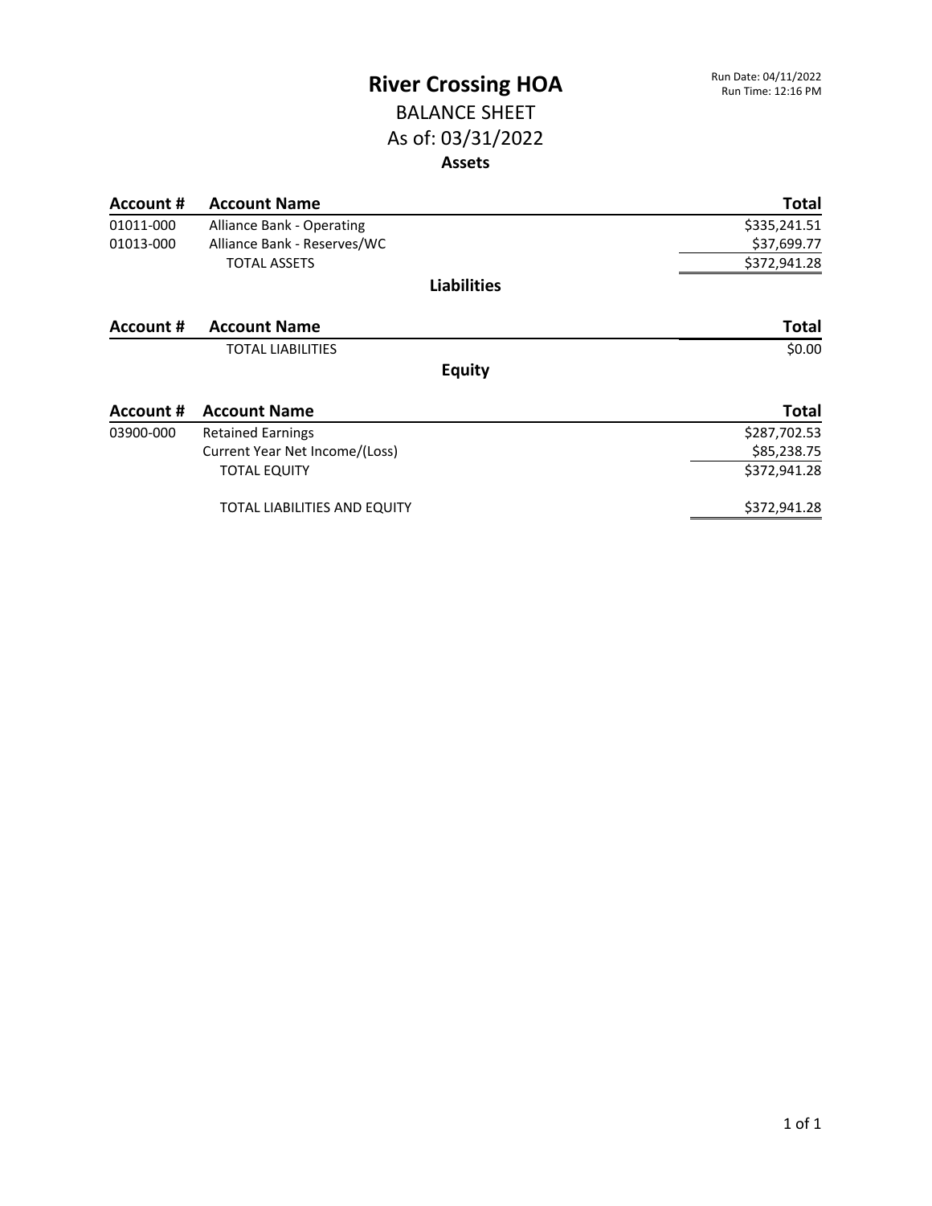# River Crossing HOA

Run Date: 04/11/2022
Run Time: 12:16 PM

## BALANCE SHEET

## As of: 03/31/2022

### Assets

| Account # | Account Name | Total |
|---|---|---|
| 01011-000 | Alliance Bank - Operating | $335,241.51 |
| 01013-000 | Alliance Bank - Reserves/WC | $37,699.77 |
| | TOTAL ASSETS | $372,941.28 |

### Liabilities

| Account # | Account Name | Total |
|---|---|---|
| | TOTAL LIABILITIES | $0.00 |

### Equity

| Account # | Account Name | Total |
|---|---|---|
| 03900-000 | Retained Earnings | $287,702.53 |
| | Current Year Net Income/(Loss) | $85,238.75 |
| | TOTAL EQUITY | $372,941.28 |
| | TOTAL LIABILITIES AND EQUITY | $372,941.28 |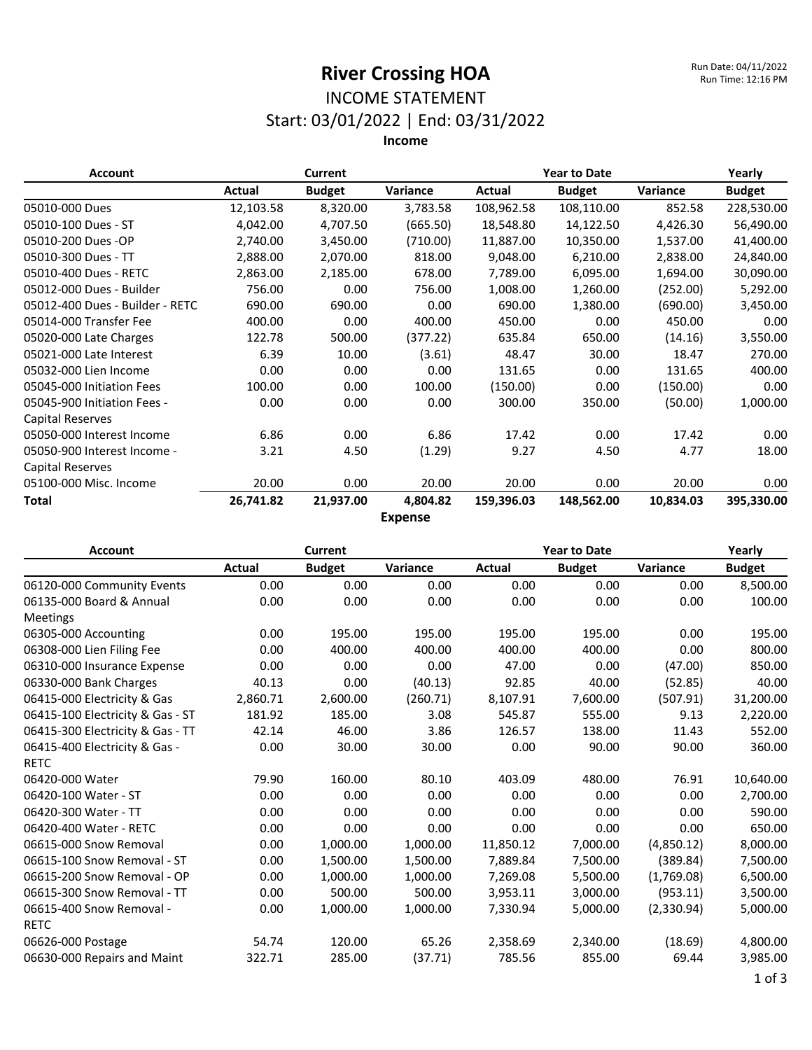# River Crossing HOA

Run Date: 04/11/2022
Run Time: 12:16 PM

## INCOME STATEMENT

### Start: 03/01/2022 | End: 03/31/2022

**Income**

| Account | Current | | | Year to Date | | | Yearly |
|---|---|---|---|---|---|---|---|
| | Actual | Budget | Variance | Actual | Budget | Variance | Budget |
| 05010-000 Dues | 12,103.58 | 8,320.00 | 3,783.58 | 108,962.58 | 108,110.00 | 852.58 | 228,530.00 |
| 05010-100 Dues - ST | 4,042.00 | 4,707.50 | (665.50) | 18,548.80 | 14,122.50 | 4,426.30 | 56,490.00 |
| 05010-200 Dues -OP | 2,740.00 | 3,450.00 | (710.00) | 11,887.00 | 10,350.00 | 1,537.00 | 41,400.00 |
| 05010-300 Dues - TT | 2,888.00 | 2,070.00 | 818.00 | 9,048.00 | 6,210.00 | 2,838.00 | 24,840.00 |
| 05010-400 Dues - RETC | 2,863.00 | 2,185.00 | 678.00 | 7,789.00 | 6,095.00 | 1,694.00 | 30,090.00 |
| 05012-000 Dues - Builder | 756.00 | 0.00 | 756.00 | 1,008.00 | 1,260.00 | (252.00) | 5,292.00 |
| 05012-400 Dues - Builder - RETC | 690.00 | 690.00 | 0.00 | 690.00 | 1,380.00 | (690.00) | 3,450.00 |
| 05014-000 Transfer Fee | 400.00 | 0.00 | 400.00 | 450.00 | 0.00 | 450.00 | 0.00 |
| 05020-000 Late Charges | 122.78 | 500.00 | (377.22) | 635.84 | 650.00 | (14.16) | 3,550.00 |
| 05021-000 Late Interest | 6.39 | 10.00 | (3.61) | 48.47 | 30.00 | 18.47 | 270.00 |
| 05032-000 Lien Income | 0.00 | 0.00 | 0.00 | 131.65 | 0.00 | 131.65 | 400.00 |
| 05045-000 Initiation Fees | 100.00 | 0.00 | 100.00 | (150.00) | 0.00 | (150.00) | 0.00 |
| 05045-900 Initiation Fees - Capital Reserves | 0.00 | 0.00 | 0.00 | 300.00 | 350.00 | (50.00) | 1,000.00 |
| 05050-000 Interest Income | 6.86 | 0.00 | 6.86 | 17.42 | 0.00 | 17.42 | 0.00 |
| 05050-900 Interest Income - Capital Reserves | 3.21 | 4.50 | (1.29) | 9.27 | 4.50 | 4.77 | 18.00 |
| 05100-000 Misc. Income | 20.00 | 0.00 | 20.00 | 20.00 | 0.00 | 20.00 | 0.00 |
| **Total** | **26,741.82** | **21,937.00** | **4,804.82** | **159,396.03** | **148,562.00** | **10,834.03** | **395,330.00** |

**Expense**

| Account | Current | | | Year to Date | | | Yearly |
|---|---|---|---|---|---|---|---|
| | Actual | Budget | Variance | Actual | Budget | Variance | Budget |
| 06120-000 Community Events | 0.00 | 0.00 | 0.00 | 0.00 | 0.00 | 0.00 | 8,500.00 |
| 06135-000 Board & Annual Meetings | 0.00 | 0.00 | 0.00 | 0.00 | 0.00 | 0.00 | 100.00 |
| 06305-000 Accounting | 0.00 | 195.00 | 195.00 | 195.00 | 195.00 | 0.00 | 195.00 |
| 06308-000 Lien Filing Fee | 0.00 | 400.00 | 400.00 | 400.00 | 400.00 | 0.00 | 800.00 |
| 06310-000 Insurance Expense | 0.00 | 0.00 | 0.00 | 47.00 | 0.00 | (47.00) | 850.00 |
| 06330-000 Bank Charges | 40.13 | 0.00 | (40.13) | 92.85 | 40.00 | (52.85) | 40.00 |
| 06415-000 Electricity & Gas | 2,860.71 | 2,600.00 | (260.71) | 8,107.91 | 7,600.00 | (507.91) | 31,200.00 |
| 06415-100 Electricity & Gas - ST | 181.92 | 185.00 | 3.08 | 545.87 | 555.00 | 9.13 | 2,220.00 |
| 06415-300 Electricity & Gas - TT | 42.14 | 46.00 | 3.86 | 126.57 | 138.00 | 11.43 | 552.00 |
| 06415-400 Electricity & Gas - RETC | 0.00 | 30.00 | 30.00 | 0.00 | 90.00 | 90.00 | 360.00 |
| 06420-000 Water | 79.90 | 160.00 | 80.10 | 403.09 | 480.00 | 76.91 | 10,640.00 |
| 06420-100 Water - ST | 0.00 | 0.00 | 0.00 | 0.00 | 0.00 | 0.00 | 2,700.00 |
| 06420-300 Water - TT | 0.00 | 0.00 | 0.00 | 0.00 | 0.00 | 0.00 | 590.00 |
| 06420-400 Water - RETC | 0.00 | 0.00 | 0.00 | 0.00 | 0.00 | 0.00 | 650.00 |
| 06615-000 Snow Removal | 0.00 | 1,000.00 | 1,000.00 | 11,850.12 | 7,000.00 | (4,850.12) | 8,000.00 |
| 06615-100 Snow Removal - ST | 0.00 | 1,500.00 | 1,500.00 | 7,889.84 | 7,500.00 | (389.84) | 7,500.00 |
| 06615-200 Snow Removal - OP | 0.00 | 1,000.00 | 1,000.00 | 7,269.08 | 5,500.00 | (1,769.08) | 6,500.00 |
| 06615-300 Snow Removal - TT | 0.00 | 500.00 | 500.00 | 3,953.11 | 3,000.00 | (953.11) | 3,500.00 |
| 06615-400 Snow Removal - RETC | 0.00 | 1,000.00 | 1,000.00 | 7,330.94 | 5,000.00 | (2,330.94) | 5,000.00 |
| 06626-000 Postage | 54.74 | 120.00 | 65.26 | 2,358.69 | 2,340.00 | (18.69) | 4,800.00 |
| 06630-000 Repairs and Maint | 322.71 | 285.00 | (37.71) | 785.56 | 855.00 | 69.44 | 3,985.00 |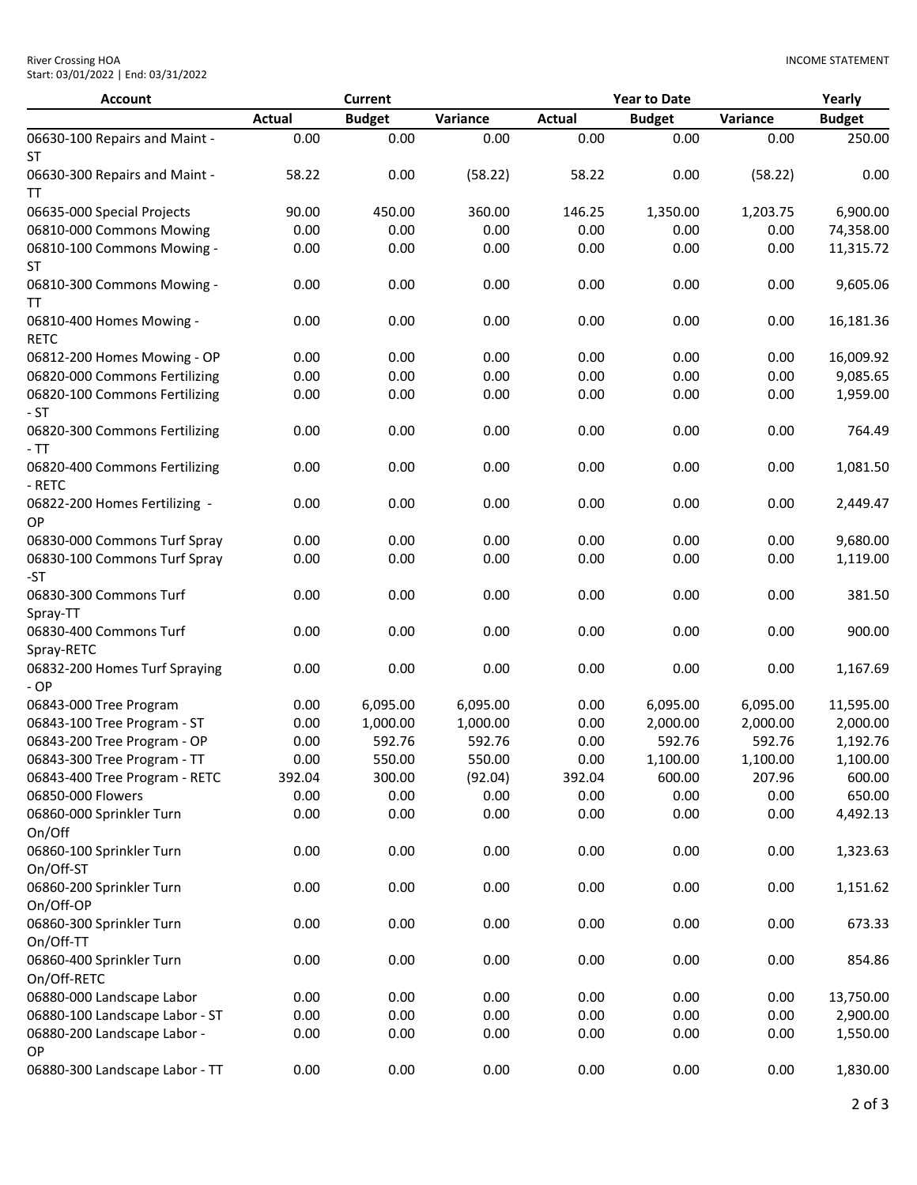River Crossing HOA
Start: 03/01/2022 | End: 03/31/2022

INCOME STATEMENT

| Account | Current | | | Year to Date | | | Yearly |
|---|---|---|---|---|---|---|---|
| | Actual | Budget | Variance | Actual | Budget | Variance | Budget |
| 06630-100 Repairs and Maint - ST | 0.00 | 0.00 | 0.00 | 0.00 | 0.00 | 0.00 | 250.00 |
| 06630-300 Repairs and Maint - TT | 58.22 | 0.00 | (58.22) | 58.22 | 0.00 | (58.22) | 0.00 |
| 06635-000 Special Projects | 90.00 | 450.00 | 360.00 | 146.25 | 1,350.00 | 1,203.75 | 6,900.00 |
| 06810-000 Commons Mowing | 0.00 | 0.00 | 0.00 | 0.00 | 0.00 | 0.00 | 74,358.00 |
| 06810-100 Commons Mowing - ST | 0.00 | 0.00 | 0.00 | 0.00 | 0.00 | 0.00 | 11,315.72 |
| 06810-300 Commons Mowing - TT | 0.00 | 0.00 | 0.00 | 0.00 | 0.00 | 0.00 | 9,605.06 |
| 06810-400 Homes Mowing - RETC | 0.00 | 0.00 | 0.00 | 0.00 | 0.00 | 0.00 | 16,181.36 |
| 06812-200 Homes Mowing - OP | 0.00 | 0.00 | 0.00 | 0.00 | 0.00 | 0.00 | 16,009.92 |
| 06820-000 Commons Fertilizing | 0.00 | 0.00 | 0.00 | 0.00 | 0.00 | 0.00 | 9,085.65 |
| 06820-100 Commons Fertilizing - ST | 0.00 | 0.00 | 0.00 | 0.00 | 0.00 | 0.00 | 1,959.00 |
| 06820-300 Commons Fertilizing - TT | 0.00 | 0.00 | 0.00 | 0.00 | 0.00 | 0.00 | 764.49 |
| 06820-400 Commons Fertilizing - RETC | 0.00 | 0.00 | 0.00 | 0.00 | 0.00 | 0.00 | 1,081.50 |
| 06822-200 Homes Fertilizing - OP | 0.00 | 0.00 | 0.00 | 0.00 | 0.00 | 0.00 | 2,449.47 |
| 06830-000 Commons Turf Spray | 0.00 | 0.00 | 0.00 | 0.00 | 0.00 | 0.00 | 9,680.00 |
| 06830-100 Commons Turf Spray -ST | 0.00 | 0.00 | 0.00 | 0.00 | 0.00 | 0.00 | 1,119.00 |
| 06830-300 Commons Turf Spray-TT | 0.00 | 0.00 | 0.00 | 0.00 | 0.00 | 0.00 | 381.50 |
| 06830-400 Commons Turf Spray-RETC | 0.00 | 0.00 | 0.00 | 0.00 | 0.00 | 0.00 | 900.00 |
| 06832-200 Homes Turf Spraying - OP | 0.00 | 0.00 | 0.00 | 0.00 | 0.00 | 0.00 | 1,167.69 |
| 06843-000 Tree Program | 0.00 | 6,095.00 | 6,095.00 | 0.00 | 6,095.00 | 6,095.00 | 11,595.00 |
| 06843-100 Tree Program - ST | 0.00 | 1,000.00 | 1,000.00 | 0.00 | 2,000.00 | 2,000.00 | 2,000.00 |
| 06843-200 Tree Program - OP | 0.00 | 592.76 | 592.76 | 0.00 | 592.76 | 592.76 | 1,192.76 |
| 06843-300 Tree Program - TT | 0.00 | 550.00 | 550.00 | 0.00 | 1,100.00 | 1,100.00 | 1,100.00 |
| 06843-400 Tree Program - RETC | 392.04 | 300.00 | (92.04) | 392.04 | 600.00 | 207.96 | 600.00 |
| 06850-000 Flowers | 0.00 | 0.00 | 0.00 | 0.00 | 0.00 | 0.00 | 650.00 |
| 06860-000 Sprinkler Turn On/Off | 0.00 | 0.00 | 0.00 | 0.00 | 0.00 | 0.00 | 4,492.13 |
| 06860-100 Sprinkler Turn On/Off-ST | 0.00 | 0.00 | 0.00 | 0.00 | 0.00 | 0.00 | 1,323.63 |
| 06860-200 Sprinkler Turn On/Off-OP | 0.00 | 0.00 | 0.00 | 0.00 | 0.00 | 0.00 | 1,151.62 |
| 06860-300 Sprinkler Turn On/Off-TT | 0.00 | 0.00 | 0.00 | 0.00 | 0.00 | 0.00 | 673.33 |
| 06860-400 Sprinkler Turn On/Off-RETC | 0.00 | 0.00 | 0.00 | 0.00 | 0.00 | 0.00 | 854.86 |
| 06880-000 Landscape Labor | 0.00 | 0.00 | 0.00 | 0.00 | 0.00 | 0.00 | 13,750.00 |
| 06880-100 Landscape Labor - ST | 0.00 | 0.00 | 0.00 | 0.00 | 0.00 | 0.00 | 2,900.00 |
| 06880-200 Landscape Labor - OP | 0.00 | 0.00 | 0.00 | 0.00 | 0.00 | 0.00 | 1,550.00 |
| 06880-300 Landscape Labor - TT | 0.00 | 0.00 | 0.00 | 0.00 | 0.00 | 0.00 | 1,830.00 |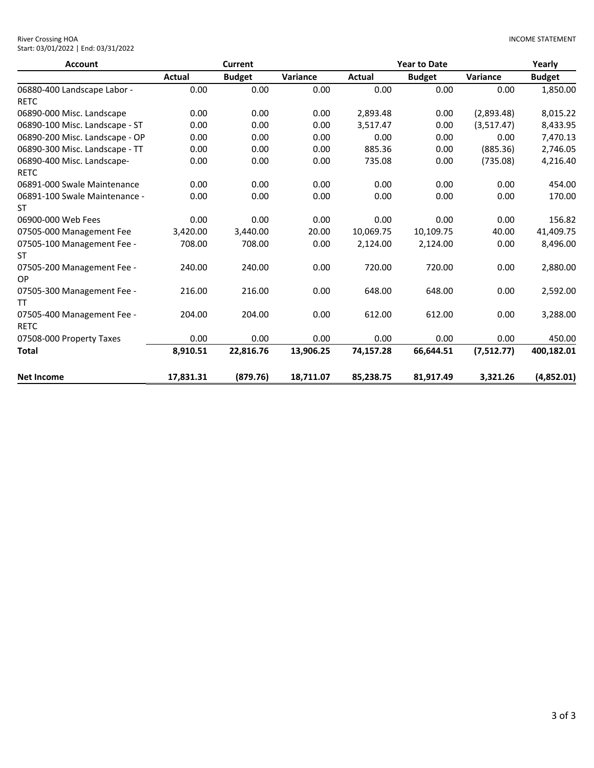River Crossing HOA
Start: 03/01/2022 | End: 03/31/2022

INCOME STATEMENT

| Account | Current | | | Year to Date | | | Yearly |
|---|---|---|---|---|---|---|---|
| | Actual | Budget | Variance | Actual | Budget | Variance | Budget |
| 06880-400 Landscape Labor - RETC | 0.00 | 0.00 | 0.00 | 0.00 | 0.00 | 0.00 | 1,850.00 |
| 06890-000 Misc. Landscape | 0.00 | 0.00 | 0.00 | 2,893.48 | 0.00 | (2,893.48) | 8,015.22 |
| 06890-100 Misc. Landscape - ST | 0.00 | 0.00 | 0.00 | 3,517.47 | 0.00 | (3,517.47) | 8,433.95 |
| 06890-200 Misc. Landscape - OP | 0.00 | 0.00 | 0.00 | 0.00 | 0.00 | 0.00 | 7,470.13 |
| 06890-300 Misc. Landscape - TT | 0.00 | 0.00 | 0.00 | 885.36 | 0.00 | (885.36) | 2,746.05 |
| 06890-400 Misc. Landscape- RETC | 0.00 | 0.00 | 0.00 | 735.08 | 0.00 | (735.08) | 4,216.40 |
| 06891-000 Swale Maintenance | 0.00 | 0.00 | 0.00 | 0.00 | 0.00 | 0.00 | 454.00 |
| 06891-100 Swale Maintenance - ST | 0.00 | 0.00 | 0.00 | 0.00 | 0.00 | 0.00 | 170.00 |
| 06900-000 Web Fees | 0.00 | 0.00 | 0.00 | 0.00 | 0.00 | 0.00 | 156.82 |
| 07505-000 Management Fee | 3,420.00 | 3,440.00 | 20.00 | 10,069.75 | 10,109.75 | 40.00 | 41,409.75 |
| 07505-100 Management Fee - ST | 708.00 | 708.00 | 0.00 | 2,124.00 | 2,124.00 | 0.00 | 8,496.00 |
| 07505-200 Management Fee - OP | 240.00 | 240.00 | 0.00 | 720.00 | 720.00 | 0.00 | 2,880.00 |
| 07505-300 Management Fee - TT | 216.00 | 216.00 | 0.00 | 648.00 | 648.00 | 0.00 | 2,592.00 |
| 07505-400 Management Fee - RETC | 204.00 | 204.00 | 0.00 | 612.00 | 612.00 | 0.00 | 3,288.00 |
| 07508-000 Property Taxes | 0.00 | 0.00 | 0.00 | 0.00 | 0.00 | 0.00 | 450.00 |
| **Total** | **8,910.51** | **22,816.76** | **13,906.25** | **74,157.28** | **66,644.51** | **(7,512.77)** | **400,182.01** |
| **Net Income** | **17,831.31** | **(879.76)** | **18,711.07** | **85,238.75** | **81,917.49** | **3,321.26** | **(4,852.01)** |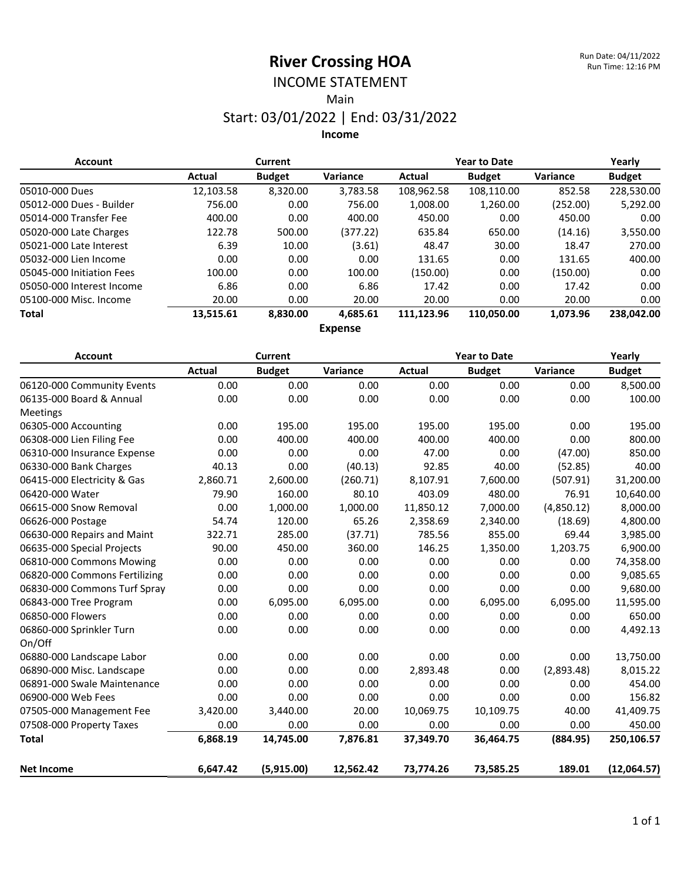# River Crossing HOA

Run Date: 04/11/2022
Run Time: 12:16 PM

## INCOME STATEMENT

Main

Start: 03/01/2022 | End: 03/31/2022

### Income

| Account | Current | | | Year to Date | | | Yearly |
|---|---|---|---|---|---|---|---|
| | Actual | Budget | Variance | Actual | Budget | Variance | Budget |
| 05010-000 Dues | 12,103.58 | 8,320.00 | 3,783.58 | 108,962.58 | 108,110.00 | 852.58 | 228,530.00 |
| 05012-000 Dues - Builder | 756.00 | 0.00 | 756.00 | 1,008.00 | 1,260.00 | (252.00) | 5,292.00 |
| 05014-000 Transfer Fee | 400.00 | 0.00 | 400.00 | 450.00 | 0.00 | 450.00 | 0.00 |
| 05020-000 Late Charges | 122.78 | 500.00 | (377.22) | 635.84 | 650.00 | (14.16) | 3,550.00 |
| 05021-000 Late Interest | 6.39 | 10.00 | (3.61) | 48.47 | 30.00 | 18.47 | 270.00 |
| 05032-000 Lien Income | 0.00 | 0.00 | 0.00 | 131.65 | 0.00 | 131.65 | 400.00 |
| 05045-000 Initiation Fees | 100.00 | 0.00 | 100.00 | (150.00) | 0.00 | (150.00) | 0.00 |
| 05050-000 Interest Income | 6.86 | 0.00 | 6.86 | 17.42 | 0.00 | 17.42 | 0.00 |
| 05100-000 Misc. Income | 20.00 | 0.00 | 20.00 | 20.00 | 0.00 | 20.00 | 0.00 |
| **Total** | **13,515.61** | **8,830.00** | **4,685.61** | **111,123.96** | **110,050.00** | **1,073.96** | **238,042.00** |

### Expense

| Account | Current | | | Year to Date | | | Yearly |
|---|---|---|---|---|---|---|---|
| | Actual | Budget | Variance | Actual | Budget | Variance | Budget |
| 06120-000 Community Events | 0.00 | 0.00 | 0.00 | 0.00 | 0.00 | 0.00 | 8,500.00 |
| 06135-000 Board & Annual Meetings | 0.00 | 0.00 | 0.00 | 0.00 | 0.00 | 0.00 | 100.00 |
| 06305-000 Accounting | 0.00 | 195.00 | 195.00 | 195.00 | 195.00 | 0.00 | 195.00 |
| 06308-000 Lien Filing Fee | 0.00 | 400.00 | 400.00 | 400.00 | 400.00 | 0.00 | 800.00 |
| 06310-000 Insurance Expense | 0.00 | 0.00 | 0.00 | 47.00 | 0.00 | (47.00) | 850.00 |
| 06330-000 Bank Charges | 40.13 | 0.00 | (40.13) | 92.85 | 40.00 | (52.85) | 40.00 |
| 06415-000 Electricity & Gas | 2,860.71 | 2,600.00 | (260.71) | 8,107.91 | 7,600.00 | (507.91) | 31,200.00 |
| 06420-000 Water | 79.90 | 160.00 | 80.10 | 403.09 | 480.00 | 76.91 | 10,640.00 |
| 06615-000 Snow Removal | 0.00 | 1,000.00 | 1,000.00 | 11,850.12 | 7,000.00 | (4,850.12) | 8,000.00 |
| 06626-000 Postage | 54.74 | 120.00 | 65.26 | 2,358.69 | 2,340.00 | (18.69) | 4,800.00 |
| 06630-000 Repairs and Maint | 322.71 | 285.00 | (37.71) | 785.56 | 855.00 | 69.44 | 3,985.00 |
| 06635-000 Special Projects | 90.00 | 450.00 | 360.00 | 146.25 | 1,350.00 | 1,203.75 | 6,900.00 |
| 06810-000 Commons Mowing | 0.00 | 0.00 | 0.00 | 0.00 | 0.00 | 0.00 | 74,358.00 |
| 06820-000 Commons Fertilizing | 0.00 | 0.00 | 0.00 | 0.00 | 0.00 | 0.00 | 9,085.65 |
| 06830-000 Commons Turf Spray | 0.00 | 0.00 | 0.00 | 0.00 | 0.00 | 0.00 | 9,680.00 |
| 06843-000 Tree Program | 0.00 | 6,095.00 | 6,095.00 | 0.00 | 6,095.00 | 6,095.00 | 11,595.00 |
| 06850-000 Flowers | 0.00 | 0.00 | 0.00 | 0.00 | 0.00 | 0.00 | 650.00 |
| 06860-000 Sprinkler Turn On/Off | 0.00 | 0.00 | 0.00 | 0.00 | 0.00 | 0.00 | 4,492.13 |
| 06880-000 Landscape Labor | 0.00 | 0.00 | 0.00 | 0.00 | 0.00 | 0.00 | 13,750.00 |
| 06890-000 Misc. Landscape | 0.00 | 0.00 | 0.00 | 2,893.48 | 0.00 | (2,893.48) | 8,015.22 |
| 06891-000 Swale Maintenance | 0.00 | 0.00 | 0.00 | 0.00 | 0.00 | 0.00 | 454.00 |
| 06900-000 Web Fees | 0.00 | 0.00 | 0.00 | 0.00 | 0.00 | 0.00 | 156.82 |
| 07505-000 Management Fee | 3,420.00 | 3,440.00 | 20.00 | 10,069.75 | 10,109.75 | 40.00 | 41,409.75 |
| 07508-000 Property Taxes | 0.00 | 0.00 | 0.00 | 0.00 | 0.00 | 0.00 | 450.00 |
| **Total** | **6,868.19** | **14,745.00** | **7,876.81** | **37,349.70** | **36,464.75** | **(884.95)** | **250,106.57** |
| | | | | | | | |
| **Net Income** | **6,647.42** | **(5,915.00)** | **12,562.42** | **73,774.26** | **73,585.25** | **189.01** | **(12,064.57)** |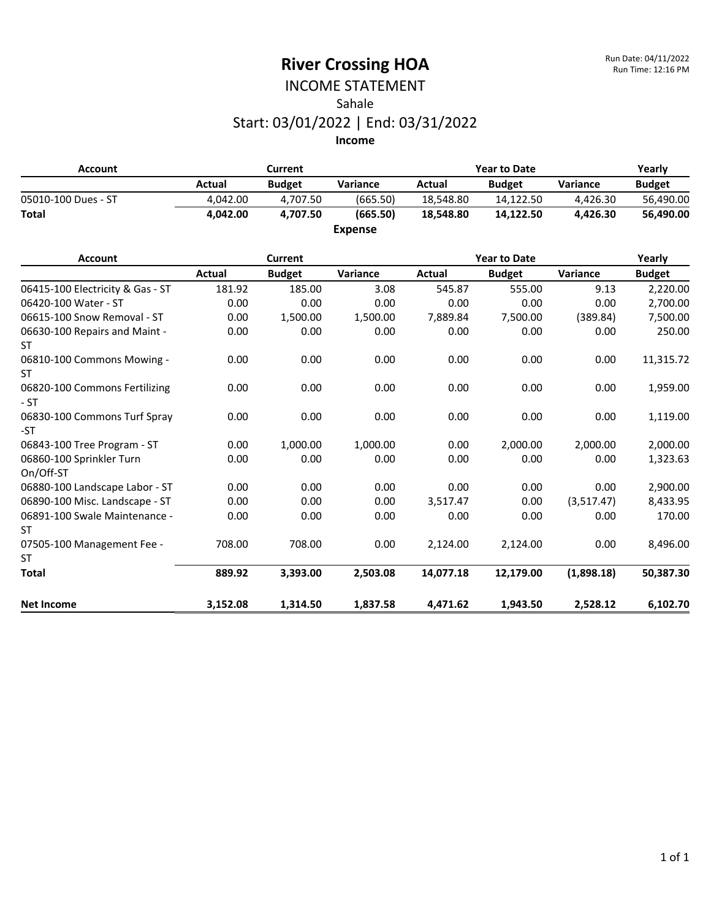# River Crossing HOA

Run Date: 04/11/2022
Run Time: 12:16 PM

## INCOME STATEMENT

Sahale

Start: 03/01/2022 | End: 03/31/2022

### Income

| Account | Current | | | Year to Date | | | Yearly |
|---|---|---|---|---|---|---|---|
| | Actual | Budget | Variance | Actual | Budget | Variance | Budget |
| 05010-100 Dues - ST | 4,042.00 | 4,707.50 | (665.50) | 18,548.80 | 14,122.50 | 4,426.30 | 56,490.00 |
| **Total** | **4,042.00** | **4,707.50** | **(665.50)** | **18,548.80** | **14,122.50** | **4,426.30** | **56,490.00** |

### Expense

| Account | Current | | | Year to Date | | | Yearly |
|---|---|---|---|---|---|---|---|
| | Actual | Budget | Variance | Actual | Budget | Variance | Budget |
| 06415-100 Electricity & Gas - ST | 181.92 | 185.00 | 3.08 | 545.87 | 555.00 | 9.13 | 2,220.00 |
| 06420-100 Water - ST | 0.00 | 0.00 | 0.00 | 0.00 | 0.00 | 0.00 | 2,700.00 |
| 06615-100 Snow Removal - ST | 0.00 | 1,500.00 | 1,500.00 | 7,889.84 | 7,500.00 | (389.84) | 7,500.00 |
| 06630-100 Repairs and Maint - ST | 0.00 | 0.00 | 0.00 | 0.00 | 0.00 | 0.00 | 250.00 |
| 06810-100 Commons Mowing - ST | 0.00 | 0.00 | 0.00 | 0.00 | 0.00 | 0.00 | 11,315.72 |
| 06820-100 Commons Fertilizing - ST | 0.00 | 0.00 | 0.00 | 0.00 | 0.00 | 0.00 | 1,959.00 |
| 06830-100 Commons Turf Spray -ST | 0.00 | 0.00 | 0.00 | 0.00 | 0.00 | 0.00 | 1,119.00 |
| 06843-100 Tree Program - ST | 0.00 | 1,000.00 | 1,000.00 | 0.00 | 2,000.00 | 2,000.00 | 2,000.00 |
| 06860-100 Sprinkler Turn On/Off-ST | 0.00 | 0.00 | 0.00 | 0.00 | 0.00 | 0.00 | 1,323.63 |
| 06880-100 Landscape Labor - ST | 0.00 | 0.00 | 0.00 | 0.00 | 0.00 | 0.00 | 2,900.00 |
| 06890-100 Misc. Landscape - ST | 0.00 | 0.00 | 0.00 | 3,517.47 | 0.00 | (3,517.47) | 8,433.95 |
| 06891-100 Swale Maintenance - ST | 0.00 | 0.00 | 0.00 | 0.00 | 0.00 | 0.00 | 170.00 |
| 07505-100 Management Fee - ST | 708.00 | 708.00 | 0.00 | 2,124.00 | 2,124.00 | 0.00 | 8,496.00 |
| **Total** | **889.92** | **3,393.00** | **2,503.08** | **14,077.18** | **12,179.00** | **(1,898.18)** | **50,387.30** |
| **Net Income** | **3,152.08** | **1,314.50** | **1,837.58** | **4,471.62** | **1,943.50** | **2,528.12** | **6,102.70** |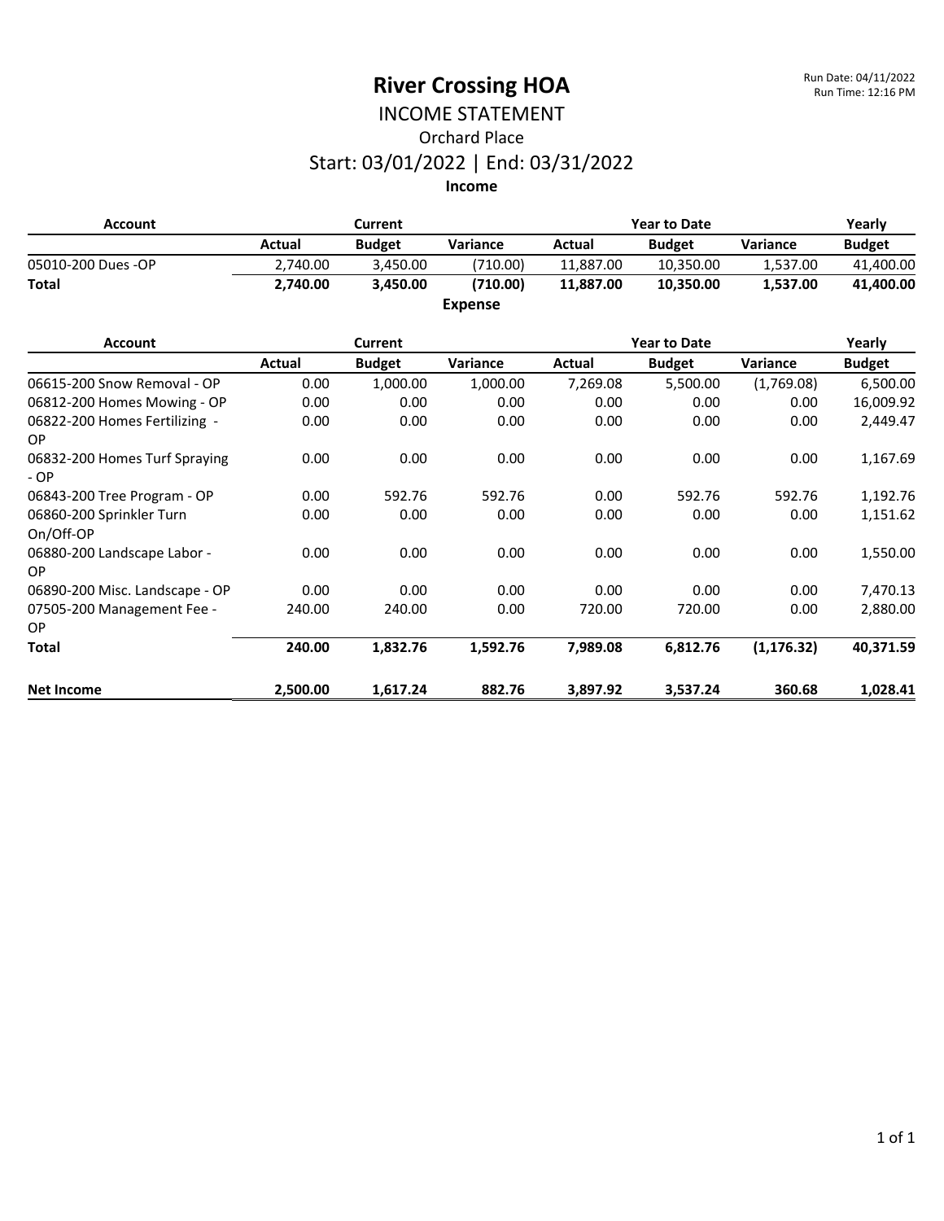# River Crossing HOA

Run Date: 04/11/2022
Run Time: 12:16 PM

## INCOME STATEMENT

### Orchard Place

### Start: 03/01/2022 | End: 03/31/2022

**Income**

| Account | Current | | | Year to Date | | | Yearly |
|---|---|---|---|---|---|---|---|
| | Actual | Budget | Variance | Actual | Budget | Variance | Budget |
| 05010-200 Dues -OP | 2,740.00 | 3,450.00 | (710.00) | 11,887.00 | 10,350.00 | 1,537.00 | 41,400.00 |
| **Total** | **2,740.00** | **3,450.00** | **(710.00)** | **11,887.00** | **10,350.00** | **1,537.00** | **41,400.00** |

**Expense**

| Account | Current | | | Year to Date | | | Yearly |
|---|---|---|---|---|---|---|---|
| | Actual | Budget | Variance | Actual | Budget | Variance | Budget |
| 06615-200 Snow Removal - OP | 0.00 | 1,000.00 | 1,000.00 | 7,269.08 | 5,500.00 | (1,769.08) | 6,500.00 |
| 06812-200 Homes Mowing - OP | 0.00 | 0.00 | 0.00 | 0.00 | 0.00 | 0.00 | 16,009.92 |
| 06822-200 Homes Fertilizing - OP | 0.00 | 0.00 | 0.00 | 0.00 | 0.00 | 0.00 | 2,449.47 |
| 06832-200 Homes Turf Spraying - OP | 0.00 | 0.00 | 0.00 | 0.00 | 0.00 | 0.00 | 1,167.69 |
| 06843-200 Tree Program - OP | 0.00 | 592.76 | 592.76 | 0.00 | 592.76 | 592.76 | 1,192.76 |
| 06860-200 Sprinkler Turn On/Off-OP | 0.00 | 0.00 | 0.00 | 0.00 | 0.00 | 0.00 | 1,151.62 |
| 06880-200 Landscape Labor - OP | 0.00 | 0.00 | 0.00 | 0.00 | 0.00 | 0.00 | 1,550.00 |
| 06890-200 Misc. Landscape - OP | 0.00 | 0.00 | 0.00 | 0.00 | 0.00 | 0.00 | 7,470.13 |
| 07505-200 Management Fee - OP | 240.00 | 240.00 | 0.00 | 720.00 | 720.00 | 0.00 | 2,880.00 |
| **Total** | **240.00** | **1,832.76** | **1,592.76** | **7,989.08** | **6,812.76** | **(1,176.32)** | **40,371.59** |
| **Net Income** | **2,500.00** | **1,617.24** | **882.76** | **3,897.92** | **3,537.24** | **360.68** | **1,028.41** |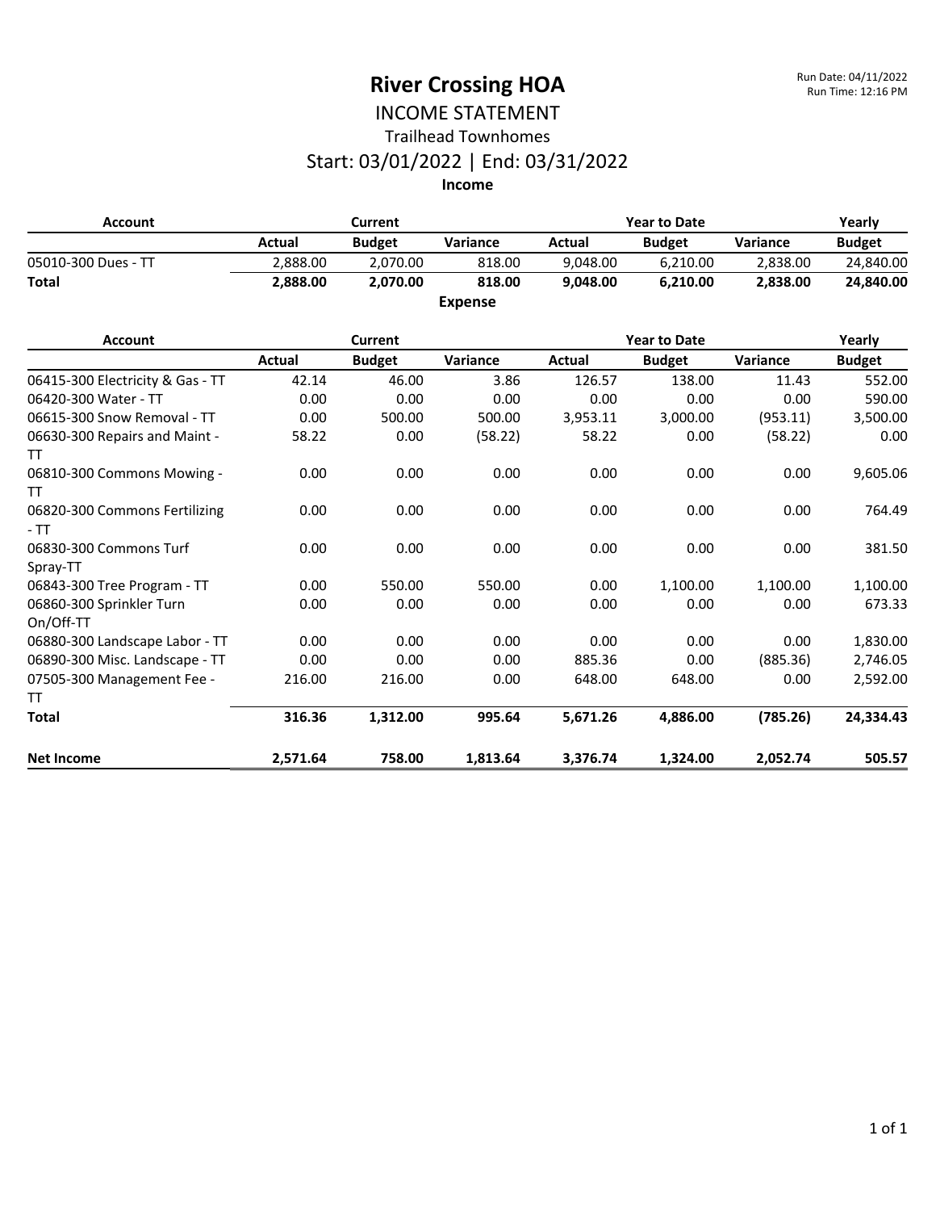# River Crossing HOA

Run Date: 04/11/2022
Run Time: 12:16 PM

## INCOME STATEMENT

### Trailhead Townhomes

### Start: 03/01/2022 | End: 03/31/2022

**Income**

| Account | Current | | | Year to Date | | | Yearly |
|---|---|---|---|---|---|---|---|
| | Actual | Budget | Variance | Actual | Budget | Variance | Budget |
| 05010-300 Dues - TT | 2,888.00 | 2,070.00 | 818.00 | 9,048.00 | 6,210.00 | 2,838.00 | 24,840.00 |
| **Total** | **2,888.00** | **2,070.00** | **818.00** | **9,048.00** | **6,210.00** | **2,838.00** | **24,840.00** |

**Expense**

| Account | Current | | | Year to Date | | | Yearly |
|---|---|---|---|---|---|---|---|
| | Actual | Budget | Variance | Actual | Budget | Variance | Budget |
| 06415-300 Electricity & Gas - TT | 42.14 | 46.00 | 3.86 | 126.57 | 138.00 | 11.43 | 552.00 |
| 06420-300 Water - TT | 0.00 | 0.00 | 0.00 | 0.00 | 0.00 | 0.00 | 590.00 |
| 06615-300 Snow Removal - TT | 0.00 | 500.00 | 500.00 | 3,953.11 | 3,000.00 | (953.11) | 3,500.00 |
| 06630-300 Repairs and Maint - TT | 58.22 | 0.00 | (58.22) | 58.22 | 0.00 | (58.22) | 0.00 |
| 06810-300 Commons Mowing - TT | 0.00 | 0.00 | 0.00 | 0.00 | 0.00 | 0.00 | 9,605.06 |
| 06820-300 Commons Fertilizing - TT | 0.00 | 0.00 | 0.00 | 0.00 | 0.00 | 0.00 | 764.49 |
| 06830-300 Commons Turf Spray-TT | 0.00 | 0.00 | 0.00 | 0.00 | 0.00 | 0.00 | 381.50 |
| 06843-300 Tree Program - TT | 0.00 | 550.00 | 550.00 | 0.00 | 1,100.00 | 1,100.00 | 1,100.00 |
| 06860-300 Sprinkler Turn On/Off-TT | 0.00 | 0.00 | 0.00 | 0.00 | 0.00 | 0.00 | 673.33 |
| 06880-300 Landscape Labor - TT | 0.00 | 0.00 | 0.00 | 0.00 | 0.00 | 0.00 | 1,830.00 |
| 06890-300 Misc. Landscape - TT | 0.00 | 0.00 | 0.00 | 885.36 | 0.00 | (885.36) | 2,746.05 |
| 07505-300 Management Fee - TT | 216.00 | 216.00 | 0.00 | 648.00 | 648.00 | 0.00 | 2,592.00 |
| **Total** | **316.36** | **1,312.00** | **995.64** | **5,671.26** | **4,886.00** | **(785.26)** | **24,334.43** |
| **Net Income** | **2,571.64** | **758.00** | **1,813.64** | **3,376.74** | **1,324.00** | **2,052.74** | **505.57** |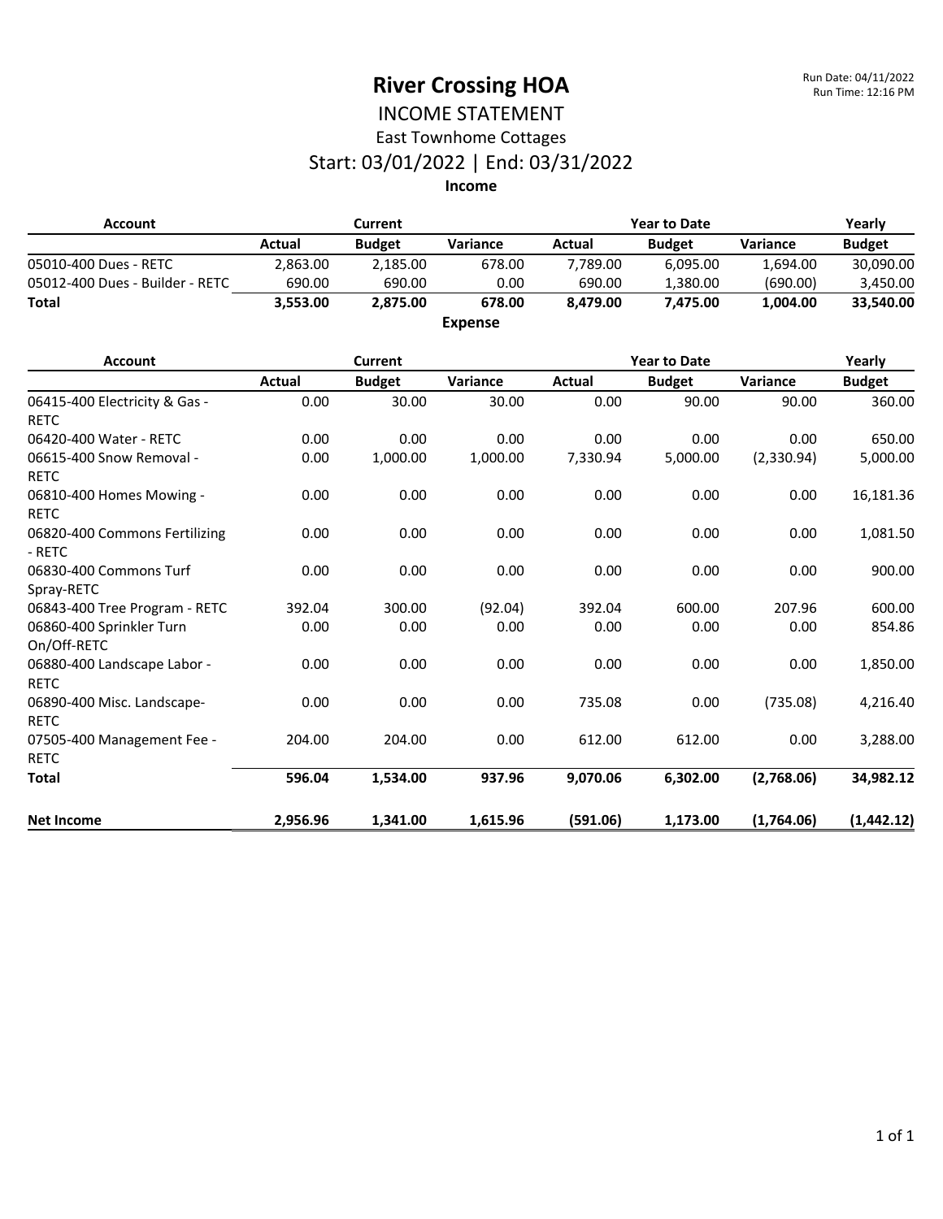Run Date: 04/11/2022
Run Time: 12:16 PM

# River Crossing HOA

## INCOME STATEMENT

### East Townhome Cottages

### Start: 03/01/2022 | End: 03/31/2022

**Income**

| Account | Current | | | Year to Date | | | Yearly |
|---|---|---|---|---|---|---|---|
| | Actual | Budget | Variance | Actual | Budget | Variance | Budget |
| 05010-400 Dues - RETC | 2,863.00 | 2,185.00 | 678.00 | 7,789.00 | 6,095.00 | 1,694.00 | 30,090.00 |
| 05012-400 Dues - Builder - RETC | 690.00 | 690.00 | 0.00 | 690.00 | 1,380.00 | (690.00) | 3,450.00 |
| **Total** | **3,553.00** | **2,875.00** | **678.00** | **8,479.00** | **7,475.00** | **1,004.00** | **33,540.00** |

**Expense**

| Account | Current | | | Year to Date | | | Yearly |
|---|---|---|---|---|---|---|---|
| | Actual | Budget | Variance | Actual | Budget | Variance | Budget |
| 06415-400 Electricity & Gas - RETC | 0.00 | 30.00 | 30.00 | 0.00 | 90.00 | 90.00 | 360.00 |
| 06420-400 Water - RETC | 0.00 | 0.00 | 0.00 | 0.00 | 0.00 | 0.00 | 650.00 |
| 06615-400 Snow Removal - RETC | 0.00 | 1,000.00 | 1,000.00 | 7,330.94 | 5,000.00 | (2,330.94) | 5,000.00 |
| 06810-400 Homes Mowing - RETC | 0.00 | 0.00 | 0.00 | 0.00 | 0.00 | 0.00 | 16,181.36 |
| 06820-400 Commons Fertilizing - RETC | 0.00 | 0.00 | 0.00 | 0.00 | 0.00 | 0.00 | 1,081.50 |
| 06830-400 Commons Turf Spray-RETC | 0.00 | 0.00 | 0.00 | 0.00 | 0.00 | 0.00 | 900.00 |
| 06843-400 Tree Program - RETC | 392.04 | 300.00 | (92.04) | 392.04 | 600.00 | 207.96 | 600.00 |
| 06860-400 Sprinkler Turn On/Off-RETC | 0.00 | 0.00 | 0.00 | 0.00 | 0.00 | 0.00 | 854.86 |
| 06880-400 Landscape Labor - RETC | 0.00 | 0.00 | 0.00 | 0.00 | 0.00 | 0.00 | 1,850.00 |
| 06890-400 Misc. Landscape-RETC | 0.00 | 0.00 | 0.00 | 735.08 | 0.00 | (735.08) | 4,216.40 |
| 07505-400 Management Fee - RETC | 204.00 | 204.00 | 0.00 | 612.00 | 612.00 | 0.00 | 3,288.00 |
| **Total** | **596.04** | **1,534.00** | **937.96** | **9,070.06** | **6,302.00** | **(2,768.06)** | **34,982.12** |
| **Net Income** | **2,956.96** | **1,341.00** | **1,615.96** | **(591.06)** | **1,173.00** | **(1,764.06)** | **(1,442.12)** |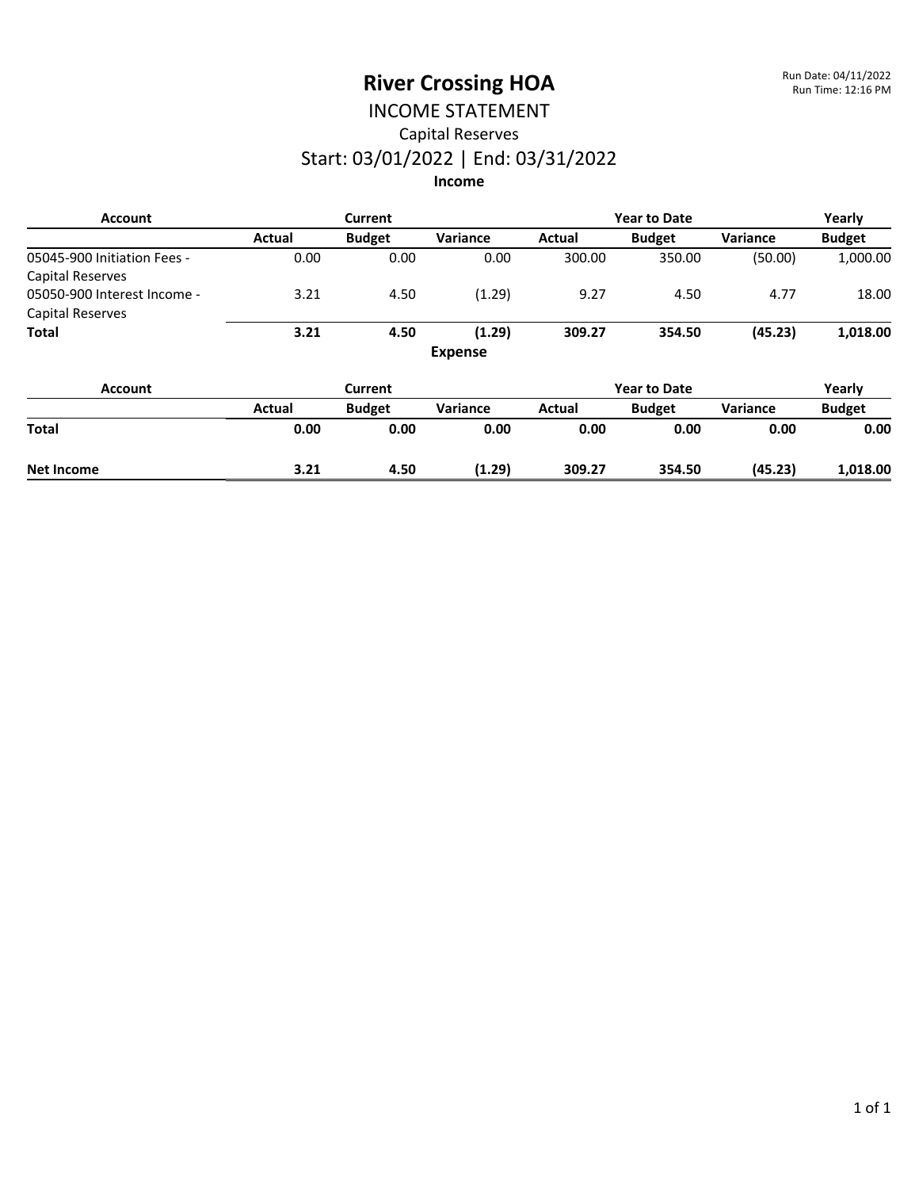# River Crossing HOA

Run Date: 04/11/2022
Run Time: 12:16 PM

## INCOME STATEMENT

### Capital Reserves

### Start: 03/01/2022 | End: 03/31/2022

**Income**

| Account | Current | | | Year to Date | | | Yearly |
|---|---|---|---|---|---|---|---|
| | **Actual** | **Budget** | **Variance** | **Actual** | **Budget** | **Variance** | **Budget** |
| 05045-900 Initiation Fees - Capital Reserves | 0.00 | 0.00 | 0.00 | 300.00 | 350.00 | (50.00) | 1,000.00 |
| 05050-900 Interest Income - Capital Reserves | 3.21 | 4.50 | (1.29) | 9.27 | 4.50 | 4.77 | 18.00 |
| **Total** | **3.21** | **4.50** | **(1.29)** | **309.27** | **354.50** | **(45.23)** | **1,018.00** |

**Expense**

| Account | Current | | | Year to Date | | | Yearly |
|---|---|---|---|---|---|---|---|
| | **Actual** | **Budget** | **Variance** | **Actual** | **Budget** | **Variance** | **Budget** |
| **Total** | **0.00** | **0.00** | **0.00** | **0.00** | **0.00** | **0.00** | **0.00** |
| **Net Income** | **3.21** | **4.50** | **(1.29)** | **309.27** | **354.50** | **(45.23)** | **1,018.00** |